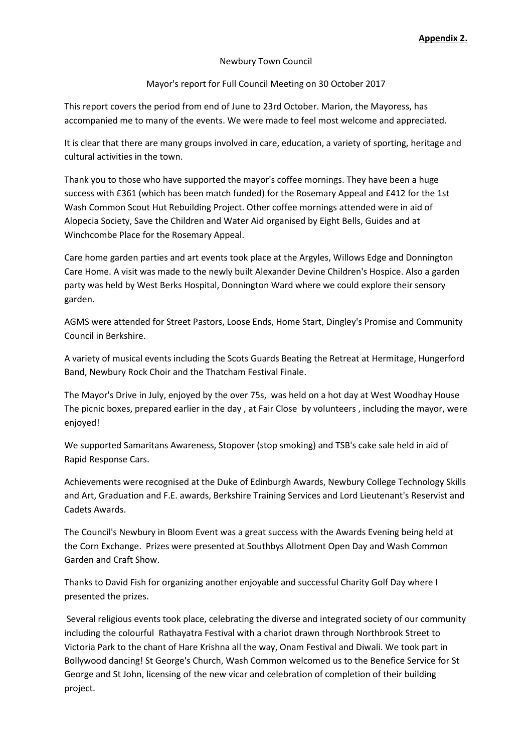**Appendix 2.**

Newbury Town Council

Mayor's report for Full Council Meeting on 30 October 2017

This report covers the period from end of June to 23rd October. Marion, the Mayoress, has accompanied me to many of the events. We were made to feel most welcome and appreciated.

It is clear that there are many groups involved in care, education, a variety of sporting, heritage and cultural activities in the town.

Thank you to those who have supported the mayor's coffee mornings. They have been a huge success with £361 (which has been match funded) for the Rosemary Appeal and £412 for the 1st Wash Common Scout Hut Rebuilding Project. Other coffee mornings attended were in aid of Alopecia Society, Save the Children and Water Aid organised by Eight Bells, Guides and at Winchcombe Place for the Rosemary Appeal.

Care home garden parties and art events took place at the Argyles, Willows Edge and Donnington Care Home. A visit was made to the newly built Alexander Devine Children's Hospice. Also a garden party was held by West Berks Hospital, Donnington Ward where we could explore their sensory garden.

AGMS were attended for Street Pastors, Loose Ends, Home Start, Dingley's Promise and Community Council in Berkshire.

A variety of musical events including the Scots Guards Beating the Retreat at Hermitage, Hungerford Band, Newbury Rock Choir and the Thatcham Festival Finale.

The Mayor's Drive in July, enjoyed by the over 75s, was held on a hot day at West Woodhay House The picnic boxes, prepared earlier in the day , at Fair Close by volunteers , including the mayor, were enjoyed!

We supported Samaritans Awareness, Stopover (stop smoking) and TSB's cake sale held in aid of Rapid Response Cars.

Achievements were recognised at the Duke of Edinburgh Awards, Newbury College Technology Skills and Art, Graduation and F.E. awards, Berkshire Training Services and Lord Lieutenant's Reservist and Cadets Awards.

The Council's Newbury in Bloom Event was a great success with the Awards Evening being held at the Corn Exchange. Prizes were presented at Southbys Allotment Open Day and Wash Common Garden and Craft Show.

Thanks to David Fish for organizing another enjoyable and successful Charity Golf Day where I presented the prizes.

Several religious events took place, celebrating the diverse and integrated society of our community including the colourful Rathayatra Festival with a chariot drawn through Northbrook Street to Victoria Park to the chant of Hare Krishna all the way, Onam Festival and Diwali. We took part in Bollywood dancing! St George's Church, Wash Common welcomed us to the Benefice Service for St George and St John, licensing of the new vicar and celebration of completion of their building project.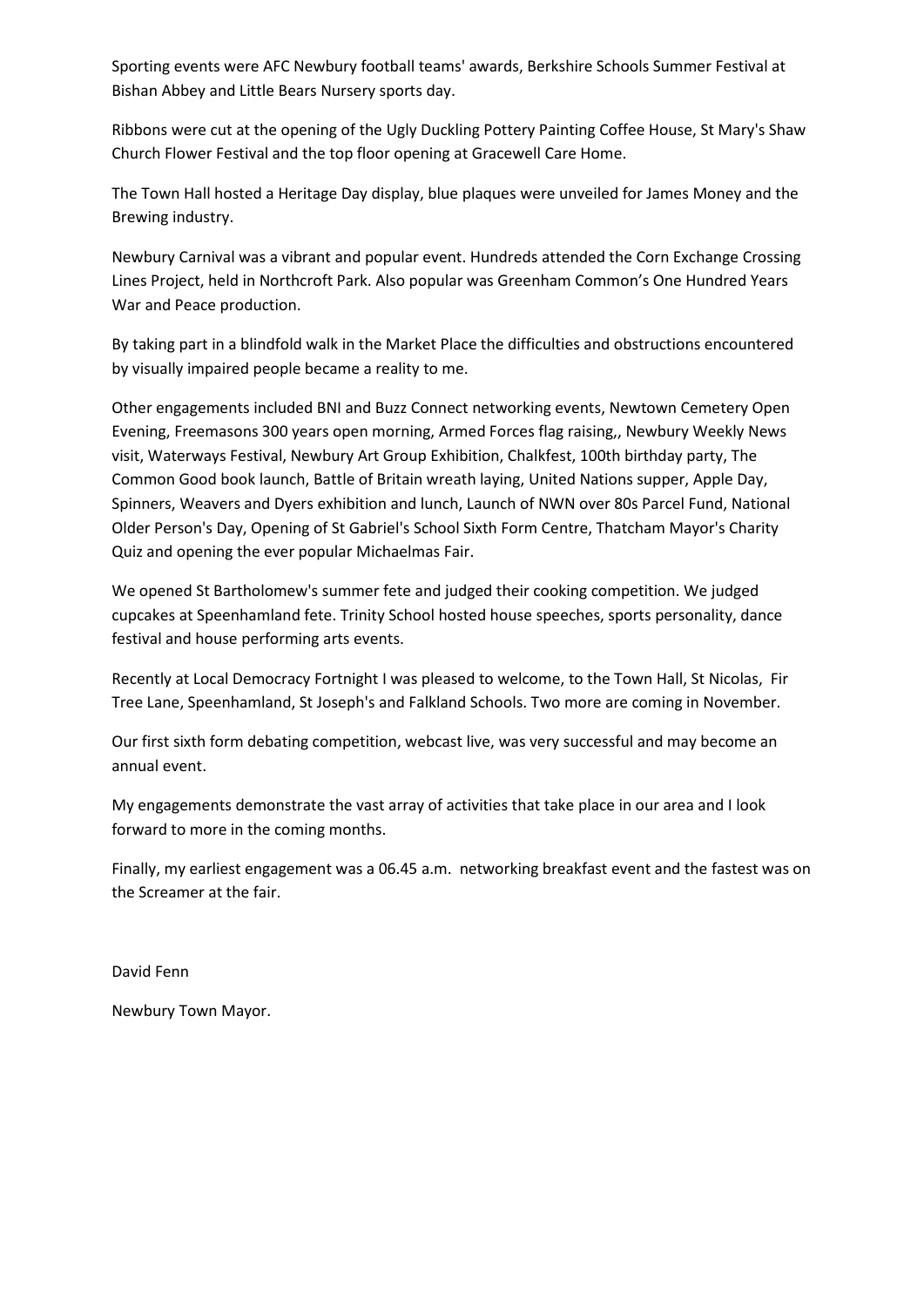Sporting events were AFC Newbury football teams' awards, Berkshire Schools Summer Festival at Bishan Abbey and Little Bears Nursery sports day.

Ribbons were cut at the opening of the Ugly Duckling Pottery Painting Coffee House, St Mary's Shaw Church Flower Festival and the top floor opening at Gracewell Care Home.

The Town Hall hosted a Heritage Day display, blue plaques were unveiled for James Money and the Brewing industry.

Newbury Carnival was a vibrant and popular event. Hundreds attended the Corn Exchange Crossing Lines Project, held in Northcroft Park. Also popular was Greenham Common's One Hundred Years War and Peace production.

By taking part in a blindfold walk in the Market Place the difficulties and obstructions encountered by visually impaired people became a reality to me.

Other engagements included BNI and Buzz Connect networking events, Newtown Cemetery Open Evening, Freemasons 300 years open morning, Armed Forces flag raising,, Newbury Weekly News visit, Waterways Festival, Newbury Art Group Exhibition, Chalkfest, 100th birthday party, The Common Good book launch, Battle of Britain wreath laying, United Nations supper, Apple Day, Spinners, Weavers and Dyers exhibition and lunch, Launch of NWN over 80s Parcel Fund, National Older Person's Day, Opening of St Gabriel's School Sixth Form Centre, Thatcham Mayor's Charity Quiz and opening the ever popular Michaelmas Fair.

We opened St Bartholomew's summer fete and judged their cooking competition. We judged cupcakes at Speenhamland fete. Trinity School hosted house speeches, sports personality, dance festival and house performing arts events.

Recently at Local Democracy Fortnight I was pleased to welcome, to the Town Hall, St Nicolas, Fir Tree Lane, Speenhamland, St Joseph's and Falkland Schools. Two more are coming in November.

Our first sixth form debating competition, webcast live, was very successful and may become an annual event.

My engagements demonstrate the vast array of activities that take place in our area and I look forward to more in the coming months.

Finally, my earliest engagement was a 06.45 a.m. networking breakfast event and the fastest was on the Screamer at the fair.

David Fenn

Newbury Town Mayor.